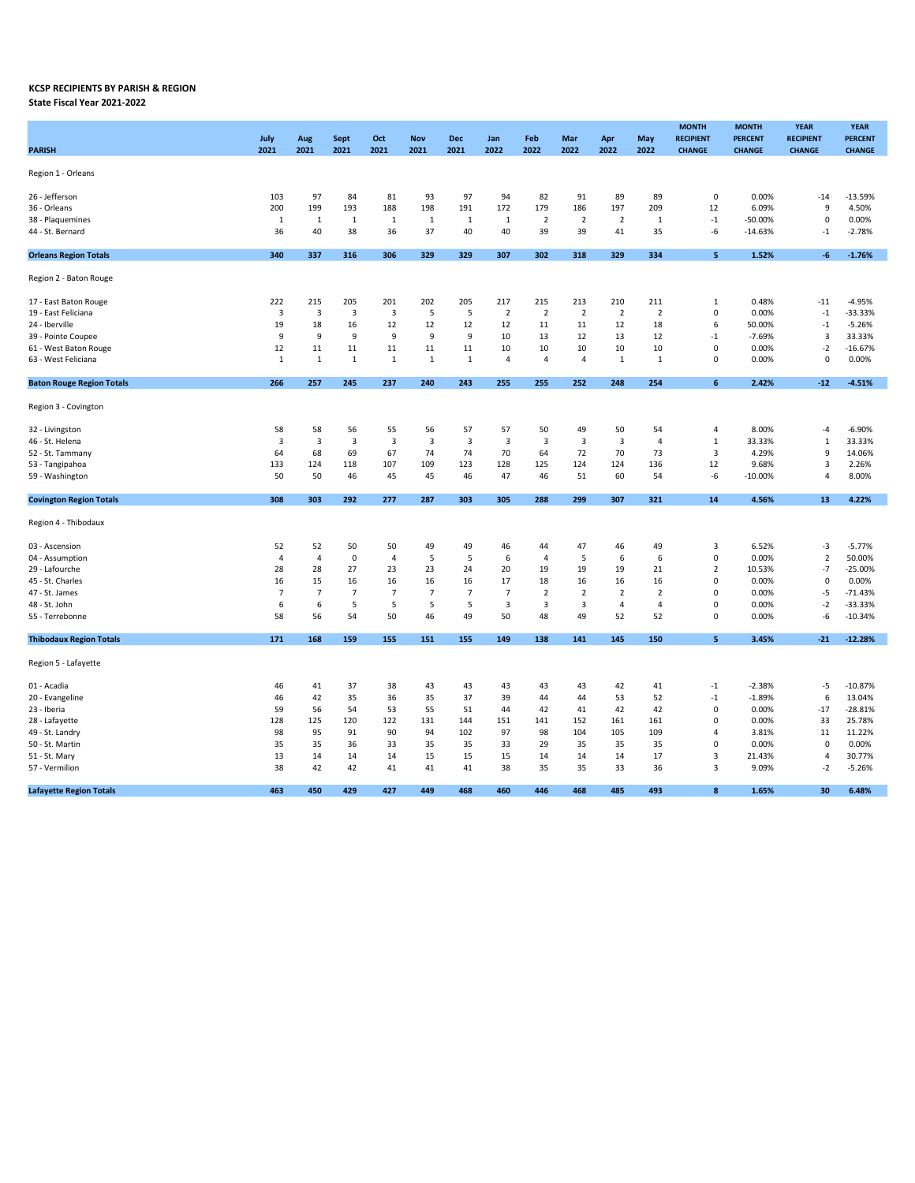**KCSP RECIPIENTS BY PARISH & REGION**

**State Fiscal Year 2021-2022**

| PARISH | July 2021 | Aug 2021 | Sept 2021 | Oct 2021 | Nov 2021 | Dec 2021 | Jan 2022 | Feb 2022 | Mar 2022 | Apr 2022 | May 2022 | MONTH RECIPIENT CHANGE | MONTH PERCENT CHANGE | YEAR RECIPIENT CHANGE | YEAR PERCENT CHANGE |
|---|---|---|---|---|---|---|---|---|---|---|---|---|---|---|---|
| Region 1 - Orleans | | | | | | | | | | | | | | | |
| 26 - Jefferson | 103 | 97 | 84 | 81 | 93 | 97 | 94 | 82 | 91 | 89 | 89 | 0 | 0.00% | -14 | -13.59% |
| 36 - Orleans | 200 | 199 | 193 | 188 | 198 | 191 | 172 | 179 | 186 | 197 | 209 | 12 | 6.09% | 9 | 4.50% |
| 38 - Plaquemines | 1 | 1 | 1 | 1 | 1 | 1 | 1 | 2 | 2 | 2 | 1 | -1 | -50.00% | 0 | 0.00% |
| 44 - St. Bernard | 36 | 40 | 38 | 36 | 37 | 40 | 40 | 39 | 39 | 41 | 35 | -6 | -14.63% | -1 | -2.78% |
| **Orleans Region Totals** | **340** | **337** | **316** | **306** | **329** | **329** | **307** | **302** | **318** | **329** | **334** | **5** | **1.52%** | **-6** | **-1.76%** |
| Region 2 - Baton Rouge | | | | | | | | | | | | | | | |
| 17 - East Baton Rouge | 222 | 215 | 205 | 201 | 202 | 205 | 217 | 215 | 213 | 210 | 211 | 1 | 0.48% | -11 | -4.95% |
| 19 - East Feliciana | 3 | 3 | 3 | 3 | 5 | 5 | 2 | 2 | 2 | 2 | 2 | 0 | 0.00% | -1 | -33.33% |
| 24 - Iberville | 19 | 18 | 16 | 12 | 12 | 12 | 12 | 11 | 11 | 12 | 18 | 6 | 50.00% | -1 | -5.26% |
| 39 - Pointe Coupee | 9 | 9 | 9 | 9 | 9 | 9 | 10 | 13 | 12 | 13 | 12 | -1 | -7.69% | 3 | 33.33% |
| 61 - West Baton Rouge | 12 | 11 | 11 | 11 | 11 | 11 | 10 | 10 | 10 | 10 | 10 | 0 | 0.00% | -2 | -16.67% |
| 63 - West Feliciana | 1 | 1 | 1 | 1 | 1 | 1 | 4 | 4 | 4 | 1 | 1 | 0 | 0.00% | 0 | 0.00% |
| **Baton Rouge Region Totals** | **266** | **257** | **245** | **237** | **240** | **243** | **255** | **255** | **252** | **248** | **254** | **6** | **2.42%** | **-12** | **-4.51%** |
| Region 3 - Covington | | | | | | | | | | | | | | | |
| 32 - Livingston | 58 | 58 | 56 | 55 | 56 | 57 | 57 | 50 | 49 | 50 | 54 | 4 | 8.00% | -4 | -6.90% |
| 46 - St. Helena | 3 | 3 | 3 | 3 | 3 | 3 | 3 | 3 | 3 | 3 | 4 | 1 | 33.33% | 1 | 33.33% |
| 52 - St. Tammany | 64 | 68 | 69 | 67 | 74 | 74 | 70 | 64 | 72 | 70 | 73 | 3 | 4.29% | 9 | 14.06% |
| 53 - Tangipahoa | 133 | 124 | 118 | 107 | 109 | 123 | 128 | 125 | 124 | 124 | 136 | 12 | 9.68% | 3 | 2.26% |
| 59 - Washington | 50 | 50 | 46 | 45 | 45 | 46 | 47 | 46 | 51 | 60 | 54 | -6 | -10.00% | 4 | 8.00% |
| **Covington Region Totals** | **308** | **303** | **292** | **277** | **287** | **303** | **305** | **288** | **299** | **307** | **321** | **14** | **4.56%** | **13** | **4.22%** |
| Region 4 - Thibodaux | | | | | | | | | | | | | | | |
| 03 - Ascension | 52 | 52 | 50 | 50 | 49 | 49 | 46 | 44 | 47 | 46 | 49 | 3 | 6.52% | -3 | -5.77% |
| 04 - Assumption | 4 | 4 | 0 | 4 | 5 | 5 | 6 | 4 | 5 | 6 | 6 | 0 | 0.00% | 2 | 50.00% |
| 29 - Lafourche | 28 | 28 | 27 | 23 | 23 | 24 | 20 | 19 | 19 | 19 | 21 | 2 | 10.53% | -7 | -25.00% |
| 45 - St. Charles | 16 | 15 | 16 | 16 | 16 | 16 | 17 | 18 | 16 | 16 | 16 | 0 | 0.00% | 0 | 0.00% |
| 47 - St. James | 7 | 7 | 7 | 7 | 7 | 7 | 7 | 2 | 2 | 2 | 2 | 0 | 0.00% | -5 | -71.43% |
| 48 - St. John | 6 | 6 | 5 | 5 | 5 | 5 | 3 | 3 | 3 | 4 | 4 | 0 | 0.00% | -2 | -33.33% |
| 55 - Terrebonne | 58 | 56 | 54 | 50 | 46 | 49 | 50 | 48 | 49 | 52 | 52 | 0 | 0.00% | -6 | -10.34% |
| **Thibodaux Region Totals** | **171** | **168** | **159** | **155** | **151** | **155** | **149** | **138** | **141** | **145** | **150** | **5** | **3.45%** | **-21** | **-12.28%** |
| Region 5 - Lafayette | | | | | | | | | | | | | | | |
| 01 - Acadia | 46 | 41 | 37 | 38 | 43 | 43 | 43 | 43 | 43 | 42 | 41 | -1 | -2.38% | -5 | -10.87% |
| 20 - Evangeline | 46 | 42 | 35 | 36 | 35 | 37 | 39 | 44 | 44 | 53 | 52 | -1 | -1.89% | 6 | 13.04% |
| 23 - Iberia | 59 | 56 | 54 | 53 | 55 | 51 | 44 | 42 | 41 | 42 | 42 | 0 | 0.00% | -17 | -28.81% |
| 28 - Lafayette | 128 | 125 | 120 | 122 | 131 | 144 | 151 | 141 | 152 | 161 | 161 | 0 | 0.00% | 33 | 25.78% |
| 49 - St. Landry | 98 | 95 | 91 | 90 | 94 | 102 | 97 | 98 | 104 | 105 | 109 | 4 | 3.81% | 11 | 11.22% |
| 50 - St. Martin | 35 | 35 | 36 | 33 | 35 | 35 | 33 | 29 | 35 | 35 | 35 | 0 | 0.00% | 0 | 0.00% |
| 51 - St. Mary | 13 | 14 | 14 | 14 | 15 | 15 | 15 | 14 | 14 | 14 | 17 | 3 | 21.43% | 4 | 30.77% |
| 57 - Vermilion | 38 | 42 | 42 | 41 | 41 | 41 | 38 | 35 | 35 | 33 | 36 | 3 | 9.09% | -2 | -5.26% |
| **Lafayette Region Totals** | **463** | **450** | **429** | **427** | **449** | **468** | **460** | **446** | **468** | **485** | **493** | **8** | **1.65%** | **30** | **6.48%** |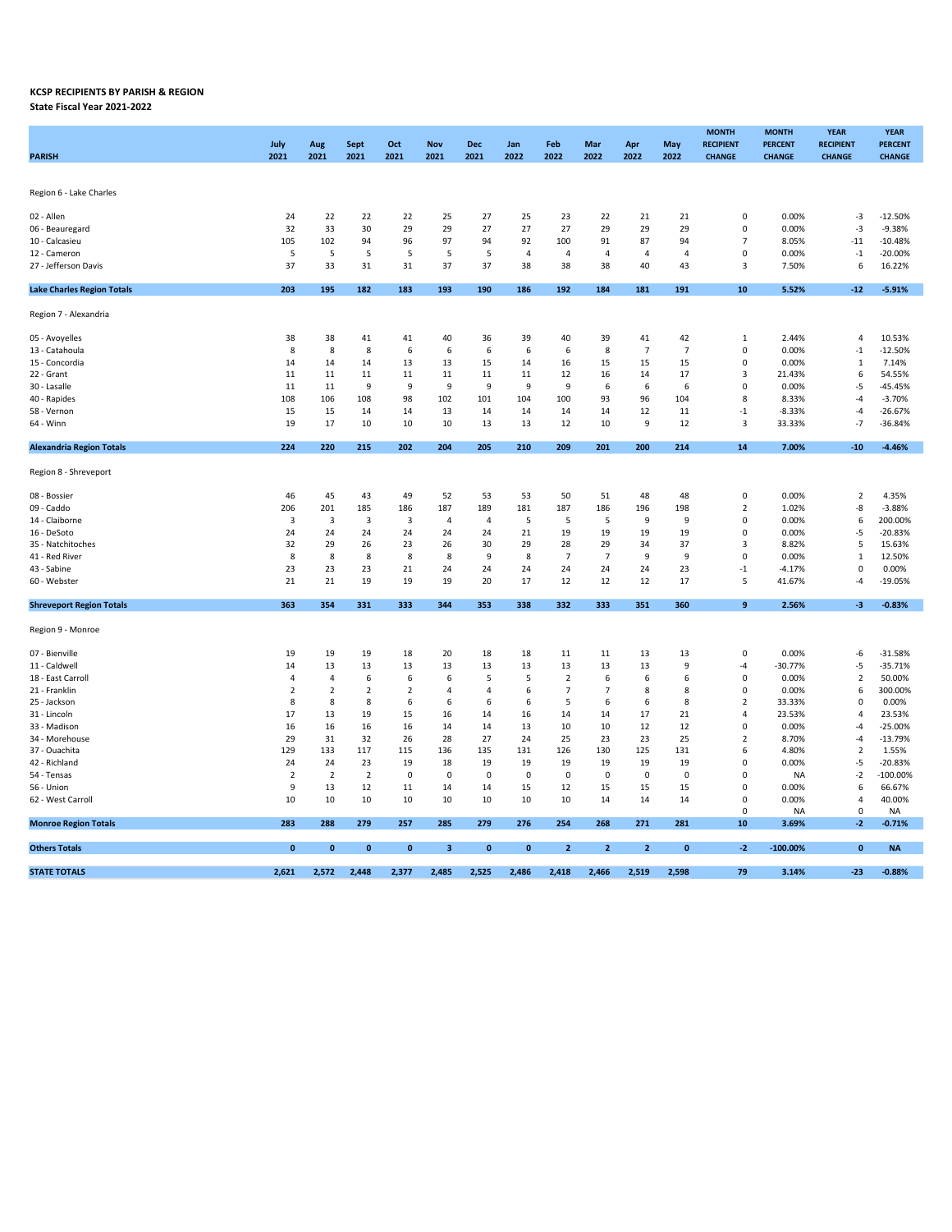**KCSP RECIPIENTS BY PARISH & REGION**

**State Fiscal Year 2021-2022**

| PARISH | July 2021 | Aug 2021 | Sept 2021 | Oct 2021 | Nov 2021 | Dec 2021 | Jan 2022 | Feb 2022 | Mar 2022 | Apr 2022 | May 2022 | MONTH RECIPIENT CHANGE | MONTH PERCENT CHANGE | YEAR RECIPIENT CHANGE | YEAR PERCENT CHANGE |
|---|---|---|---|---|---|---|---|---|---|---|---|---|---|---|---|
| Region 6 - Lake Charles | | | | | | | | | | | | | | | |
| 02 - Allen | 24 | 22 | 22 | 22 | 25 | 27 | 25 | 23 | 22 | 21 | 21 | 0 | 0.00% | -3 | -12.50% |
| 06 - Beauregard | 32 | 33 | 30 | 29 | 29 | 27 | 27 | 27 | 29 | 29 | 29 | 0 | 0.00% | -3 | -9.38% |
| 10 - Calcasieu | 105 | 102 | 94 | 96 | 97 | 94 | 92 | 100 | 91 | 87 | 94 | 7 | 8.05% | -11 | -10.48% |
| 12 - Cameron | 5 | 5 | 5 | 5 | 5 | 5 | 4 | 4 | 4 | 4 | 4 | 0 | 0.00% | -1 | -20.00% |
| 27 - Jefferson Davis | 37 | 33 | 31 | 31 | 37 | 37 | 38 | 38 | 38 | 40 | 43 | 3 | 7.50% | 6 | 16.22% |
| **Lake Charles Region Totals** | **203** | **195** | **182** | **183** | **193** | **190** | **186** | **192** | **184** | **181** | **191** | **10** | **5.52%** | **-12** | **-5.91%** |
| Region 7 - Alexandria | | | | | | | | | | | | | | | |
| 05 - Avoyelles | 38 | 38 | 41 | 41 | 40 | 36 | 39 | 40 | 39 | 41 | 42 | 1 | 2.44% | 4 | 10.53% |
| 13 - Catahoula | 8 | 8 | 8 | 6 | 6 | 6 | 6 | 6 | 8 | 7 | 7 | 0 | 0.00% | -1 | -12.50% |
| 15 - Concordia | 14 | 14 | 14 | 13 | 13 | 15 | 14 | 16 | 15 | 15 | 15 | 0 | 0.00% | 1 | 7.14% |
| 22 - Grant | 11 | 11 | 11 | 11 | 11 | 11 | 11 | 12 | 16 | 14 | 17 | 3 | 21.43% | 6 | 54.55% |
| 30 - Lasalle | 11 | 11 | 9 | 9 | 9 | 9 | 9 | 9 | 6 | 6 | 6 | 0 | 0.00% | -5 | -45.45% |
| 40 - Rapides | 108 | 106 | 108 | 98 | 102 | 101 | 104 | 100 | 93 | 96 | 104 | 8 | 8.33% | -4 | -3.70% |
| 58 - Vernon | 15 | 15 | 14 | 14 | 13 | 14 | 14 | 14 | 14 | 12 | 11 | -1 | -8.33% | -4 | -26.67% |
| 64 - Winn | 19 | 17 | 10 | 10 | 10 | 13 | 13 | 12 | 10 | 9 | 12 | 3 | 33.33% | -7 | -36.84% |
| **Alexandria Region Totals** | **224** | **220** | **215** | **202** | **204** | **205** | **210** | **209** | **201** | **200** | **214** | **14** | **7.00%** | **-10** | **-4.46%** |
| Region 8 - Shreveport | | | | | | | | | | | | | | | |
| 08 - Bossier | 46 | 45 | 43 | 49 | 52 | 53 | 53 | 50 | 51 | 48 | 48 | 0 | 0.00% | 2 | 4.35% |
| 09 - Caddo | 206 | 201 | 185 | 186 | 187 | 189 | 181 | 187 | 186 | 196 | 198 | 2 | 1.02% | -8 | -3.88% |
| 14 - Claiborne | 3 | 3 | 3 | 3 | 4 | 4 | 5 | 5 | 5 | 9 | 9 | 0 | 0.00% | 6 | 200.00% |
| 16 - DeSoto | 24 | 24 | 24 | 24 | 24 | 24 | 21 | 19 | 19 | 19 | 19 | 0 | 0.00% | -5 | -20.83% |
| 35 - Natchitoches | 32 | 29 | 26 | 23 | 26 | 30 | 29 | 28 | 29 | 34 | 37 | 3 | 8.82% | 5 | 15.63% |
| 41 - Red River | 8 | 8 | 8 | 8 | 8 | 9 | 8 | 7 | 7 | 9 | 9 | 0 | 0.00% | 1 | 12.50% |
| 43 - Sabine | 23 | 23 | 23 | 21 | 24 | 24 | 24 | 24 | 24 | 24 | 23 | -1 | -4.17% | 0 | 0.00% |
| 60 - Webster | 21 | 21 | 19 | 19 | 19 | 20 | 17 | 12 | 12 | 12 | 17 | 5 | 41.67% | -4 | -19.05% |
| **Shreveport Region Totals** | **363** | **354** | **331** | **333** | **344** | **353** | **338** | **332** | **333** | **351** | **360** | **9** | **2.56%** | **-3** | **-0.83%** |
| Region 9 - Monroe | | | | | | | | | | | | | | | |
| 07 - Bienville | 19 | 19 | 19 | 18 | 20 | 18 | 18 | 11 | 11 | 13 | 13 | 0 | 0.00% | -6 | -31.58% |
| 11 - Caldwell | 14 | 13 | 13 | 13 | 13 | 13 | 13 | 13 | 13 | 13 | 9 | -4 | -30.77% | -5 | -35.71% |
| 18 - East Carroll | 4 | 4 | 6 | 6 | 6 | 5 | 5 | 2 | 6 | 6 | 6 | 0 | 0.00% | 2 | 50.00% |
| 21 - Franklin | 2 | 2 | 2 | 2 | 4 | 4 | 6 | 7 | 7 | 8 | 8 | 0 | 0.00% | 6 | 300.00% |
| 25 - Jackson | 8 | 8 | 8 | 6 | 6 | 6 | 6 | 5 | 6 | 6 | 8 | 2 | 33.33% | 0 | 0.00% |
| 31 - Lincoln | 17 | 13 | 19 | 15 | 16 | 14 | 16 | 14 | 14 | 17 | 21 | 4 | 23.53% | 4 | 23.53% |
| 33 - Madison | 16 | 16 | 16 | 16 | 14 | 14 | 13 | 10 | 10 | 12 | 12 | 0 | 0.00% | -4 | -25.00% |
| 34 - Morehouse | 29 | 31 | 32 | 26 | 28 | 27 | 24 | 25 | 23 | 23 | 25 | 2 | 8.70% | -4 | -13.79% |
| 37 - Ouachita | 129 | 133 | 117 | 115 | 136 | 135 | 131 | 126 | 130 | 125 | 131 | 6 | 4.80% | 2 | 1.55% |
| 42 - Richland | 24 | 24 | 23 | 19 | 18 | 19 | 19 | 19 | 19 | 19 | 19 | 0 | 0.00% | -5 | -20.83% |
| 54 - Tensas | 2 | 2 | 2 | 0 | 0 | 0 | 0 | 0 | 0 | 0 | 0 | 0 | NA | -2 | -100.00% |
| 56 - Union | 9 | 13 | 12 | 11 | 14 | 14 | 15 | 12 | 15 | 15 | 15 | 0 | 0.00% | 6 | 66.67% |
| 62 - West Carroll | 10 | 10 | 10 | 10 | 10 | 10 | 10 | 10 | 14 | 14 | 14 | 0 | 0.00% | 4 | 40.00% |
| | | | | | | | | | | | | 0 | NA | 0 | NA |
| **Monroe Region Totals** | **283** | **288** | **279** | **257** | **285** | **279** | **276** | **254** | **268** | **271** | **281** | **10** | **3.69%** | **-2** | **-0.71%** |
| **Others Totals** | **0** | **0** | **0** | **0** | **3** | **0** | **0** | **2** | **2** | **2** | **0** | **-2** | **-100.00%** | **0** | **NA** |
| **STATE TOTALS** | **2,621** | **2,572** | **2,448** | **2,377** | **2,485** | **2,525** | **2,486** | **2,418** | **2,466** | **2,519** | **2,598** | **79** | **3.14%** | **-23** | **-0.88%** |